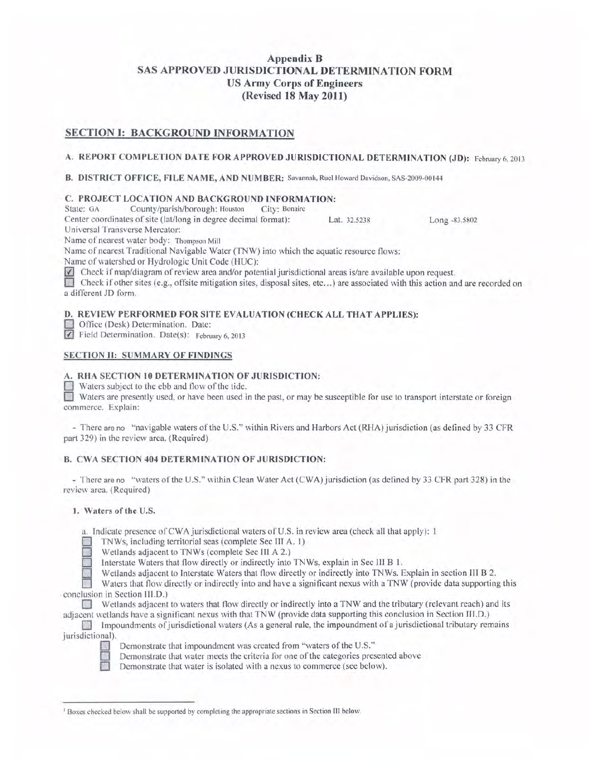# Appendix B
# SAS APPROVED JURISDICTIONAL DETERMINATION FORM
# US Army Corps of Engineers
# (Revised 18 May 2011)

## SECTION I: BACKGROUND INFORMATION

**A. REPORT COMPLETION DATE FOR APPROVED JURISDICTIONAL DETERMINATION (JD):** February 6, 2013

**B. DISTRICT OFFICE, FILE NAME, AND NUMBER:** Savannah, Ruel Howard Davidson, SAS-2009-00144

**C. PROJECT LOCATION AND BACKGROUND INFORMATION:**

State: GA County/parish/borough: Houston City: Bonaire

Center coordinates of site (lat/long in degree decimal format): Lat. 32.5238 Long -83.5802

Universal Transverse Mercator:

Name of nearest water body: Thompson Mill

Name of nearest Traditional Navigable Water (TNW) into which the aquatic resource flows:

Name of watershed or Hydrologic Unit Code (HUC):

☑ Check if map/diagram of review area and/or potential jurisdictional areas is/are available upon request.

☐ Check if other sites (e.g., offsite mitigation sites, disposal sites, etc...) are associated with this action and are recorded on a different JD form.

**D. REVIEW PERFORMED FOR SITE EVALUATION (CHECK ALL THAT APPLIES):**

☐ Office (Desk) Determination. Date:

☑ Field Determination. Date(s): February 6, 2013

## SECTION II: SUMMARY OF FINDINGS

**A. RHA SECTION 10 DETERMINATION OF JURISDICTION:**

☐ Waters subject to the ebb and flow of the tide.

☐ Waters are presently used, or have been used in the past, or may be susceptible for use to transport interstate or foreign commerce. Explain:

- There are no "navigable waters of the U.S." within Rivers and Harbors Act (RHA) jurisdiction (as defined by 33 CFR part 329) in the review area. (Required)

**B. CWA SECTION 404 DETERMINATION OF JURISDICTION:**

- There are no "waters of the U.S." within Clean Water Act (CWA) jurisdiction (as defined by 33 CFR part 328) in the review area. (Required)

**1. Waters of the U.S.**

a. Indicate presence of CWA jurisdictional waters of U.S. in review area (check all that apply): [1]

☐ TNWs, including territorial seas (complete Sec III A. 1)

☐ Wetlands adjacent to TNWs (complete Sec III A 2.)

☐ Interstate Waters that flow directly or indirectly into TNWs, explain in Sec III B 1.

☐ Wetlands adjacent to Interstate Waters that flow directly or indirectly into TNWs. Explain in section III B 2.

☐ Waters that flow directly or indirectly into and have a significant nexus with a TNW (provide data supporting this conclusion in Section III.D.)

☐ Wetlands adjacent to waters that flow directly or indirectly into a TNW and the tributary (relevant reach) and its adjacent wetlands have a significant nexus with that TNW (provide data supporting this conclusion in Section III.D.)

☐ Impoundments of jurisdictional waters (As a general rule, the impoundment of a jurisdictional tributary remains jurisdictional).

☐ Demonstrate that impoundment was created from "waters of the U.S."

☐ Demonstrate that water meets the criteria for one of the categories presented above

☐ Demonstrate that water is isolated with a nexus to commerce (see below).

---

[1] Boxes checked below shall be supported by completing the appropriate sections in Section III below.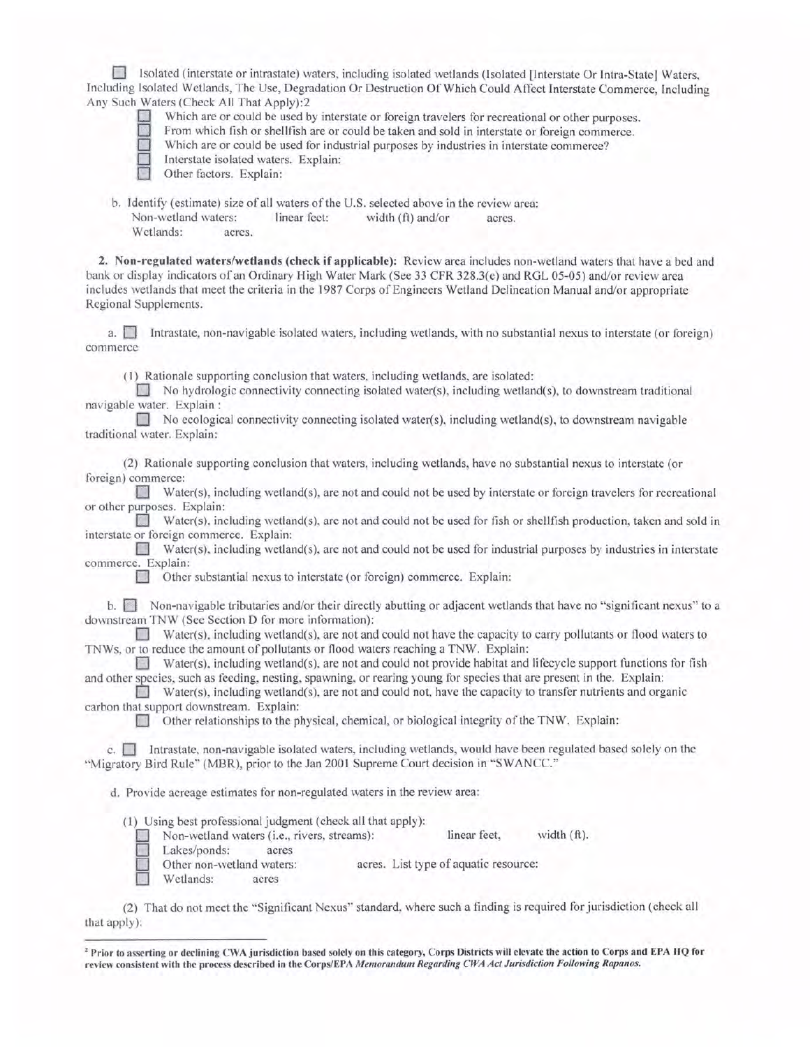☐ Isolated (interstate or intrastate) waters, including isolated wetlands (Isolated [Interstate Or Intra-State] Waters, Including Isolated Wetlands, The Use, Degradation Or Destruction Of Which Could Affect Interstate Commerce, Including Any Such Waters (Check All That Apply):2

- ☐ Which are or could be used by interstate or foreign travelers for recreational or other purposes.
- ☐ From which fish or shellfish are or could be taken and sold in interstate or foreign commerce.
- ☐ Which are or could be used for industrial purposes by industries in interstate commerce?
- ☐ Interstate isolated waters. Explain:
- ☐ Other factors. Explain:

b. Identify (estimate) size of all waters of the U.S. selected above in the review area:
Non-wetland waters: linear feet: width (ft) and/or acres.
Wetlands: acres.

**2. Non-regulated waters/wetlands (check if applicable):** Review area includes non-wetland waters that have a bed and bank or display indicators of an Ordinary High Water Mark (See 33 CFR 328.3(e) and RGL 05-05) and/or review area includes wetlands that meet the criteria in the 1987 Corps of Engineers Wetland Delineation Manual and/or appropriate Regional Supplements.

a. ☐ Intrastate, non-navigable isolated waters, including wetlands, with no substantial nexus to interstate (or foreign) commerce

(1) Rationale supporting conclusion that waters, including wetlands, are isolated:

☐ No hydrologic connectivity connecting isolated water(s), including wetland(s), to downstream traditional navigable water. Explain :

☐ No ecological connectivity connecting isolated water(s), including wetland(s), to downstream navigable traditional water. Explain:

(2) Rationale supporting conclusion that waters, including wetlands, have no substantial nexus to interstate (or foreign) commerce:

☐ Water(s), including wetland(s), are not and could not be used by interstate or foreign travelers for recreational or other purposes. Explain:

☐ Water(s), including wetland(s), are not and could not be used for fish or shellfish production, taken and sold in interstate or foreign commerce. Explain:

☐ Water(s), including wetland(s), are not and could not be used for industrial purposes by industries in interstate commerce. Explain:

☐ Other substantial nexus to interstate (or foreign) commerce. Explain:

b. ☐ Non-navigable tributaries and/or their directly abutting or adjacent wetlands that have no "significant nexus" to a downstream TNW (See Section D for more information):

☐ Water(s), including wetland(s), are not and could not have the capacity to carry pollutants or flood waters to TNWs, or to reduce the amount of pollutants or flood waters reaching a TNW. Explain:

☐ Water(s), including wetland(s), are not and could not provide habitat and lifecycle support functions for fish and other species, such as feeding, nesting, spawning, or rearing young for species that are present in the. Explain:

☐ Water(s), including wetland(s), are not and could not, have the capacity to transfer nutrients and organic carbon that support downstream. Explain:

☐ Other relationships to the physical, chemical, or biological integrity of the TNW. Explain:

c. ☐ Intrastate, non-navigable isolated waters, including wetlands, would have been regulated based solely on the "Migratory Bird Rule" (MBR), prior to the Jan 2001 Supreme Court decision in "SWANCC."

d. Provide acreage estimates for non-regulated waters in the review area:

(1) Using best professional judgment (check all that apply):

- ☐ Non-wetland waters (i.e., rivers, streams): linear feet, width (ft).
- ☐ Lakes/ponds: acres
- ☐ Other non-wetland waters: acres. List type of aquatic resource:
- ☐ Wetlands: acres

(2) That do not meet the "Significant Nexus" standard, where such a finding is required for jurisdiction (check all that apply):

---

[2] **Prior to asserting or declining CWA jurisdiction based solely on this category, Corps Districts will elevate the action to Corps and EPA HQ for review consistent with the process described in the Corps/EPA *Memorandum Regarding CWA Act Jurisdiction Following Rapanos.***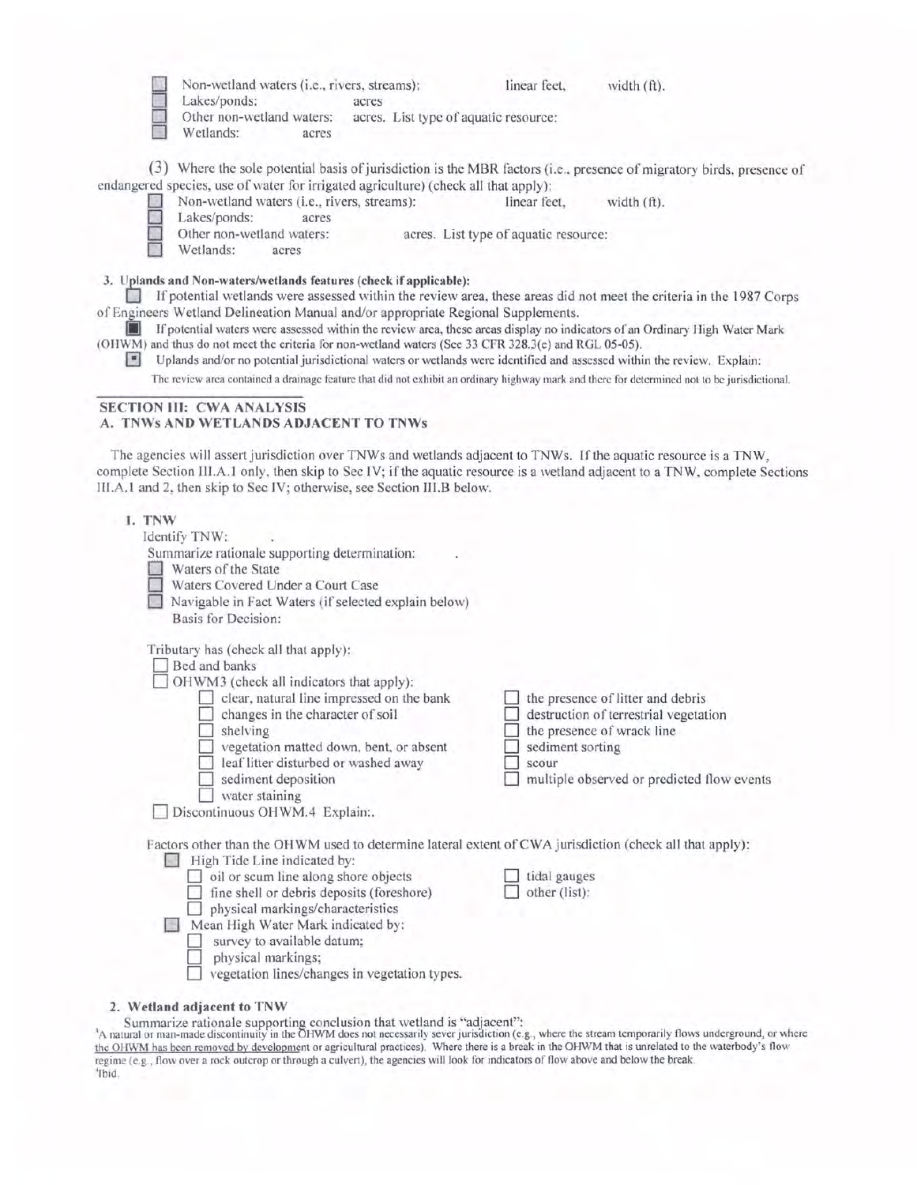- ☐ Non-wetland waters (i.e., rivers, streams): linear feet, width (ft).
- ☐ Lakes/ponds: acres
- ☐ Other non-wetland waters: acres. List type of aquatic resource:
- ☐ Wetlands: acres

(3) Where the sole potential basis of jurisdiction is the MBR factors (i.e., presence of migratory birds, presence of endangered species, use of water for irrigated agriculture) (check all that apply):

- ☐ Non-wetland waters (i.e., rivers, streams): linear feet, width (ft).
- ☐ Lakes/ponds: acres
- ☐ Other non-wetland waters: acres. List type of aquatic resource:
- ☐ Wetlands: acres

**3. Uplands and Non-waters/wetlands features (check if applicable):**

☐ If potential wetlands were assessed within the review area, these areas did not meet the criteria in the 1987 Corps of Engineers Wetland Delineation Manual and/or appropriate Regional Supplements.

☒ If potential waters were assessed within the review area, these areas display no indicators of an Ordinary High Water Mark (OHWM) and thus do not meet the criteria for non-wetland waters (See 33 CFR 328.3(e) and RGL 05-05).

☒ Uplands and/or no potential jurisdictional waters or wetlands were identified and assessed within the review. Explain:

The review area contained a drainage feature that did not exhibit an ordinary highway mark and there for determined not to be jurisdictional.

## SECTION III: CWA ANALYSIS

### A. TNWs AND WETLANDS ADJACENT TO TNWs

The agencies will assert jurisdiction over TNWs and wetlands adjacent to TNWs. If the aquatic resource is a TNW, complete Section III.A.1 only, then skip to Sec IV; if the aquatic resource is a wetland adjacent to a TNW, complete Sections III.A.1 and 2, then skip to Sec IV; otherwise, see Section III.B below.

**1. TNW**

Identify TNW: .

Summarize rationale supporting determination: .

- ☐ Waters of the State
- ☐ Waters Covered Under a Court Case
- ☐ Navigable in Fact Waters (if selected explain below)

Basis for Decision:

Tributary has (check all that apply):

- ☐ Bed and banks
- ☐ OHWM3 (check all indicators that apply):
  - ☐ clear, natural line impressed on the bank
  - ☐ changes in the character of soil
  - ☐ shelving
  - ☐ vegetation matted down, bent, or absent
  - ☐ leaf litter disturbed or washed away
  - ☐ sediment deposition
  - ☐ water staining
  - ☐ the presence of litter and debris
  - ☐ destruction of terrestrial vegetation
  - ☐ the presence of wrack line
  - ☐ sediment sorting
  - ☐ scour
  - ☐ multiple observed or predicted flow events
- ☐ Discontinuous OHWM.4 Explain:.

Factors other than the OHWM used to determine lateral extent of CWA jurisdiction (check all that apply):

- ☐ High Tide Line indicated by:
  - ☐ oil or scum line along shore objects
  - ☐ fine shell or debris deposits (foreshore)
  - ☐ physical markings/characteristics
  - ☐ tidal gauges
  - ☐ other (list):
- ☐ Mean High Water Mark indicated by:
  - ☐ survey to available datum;
  - ☐ physical markings;
  - ☐ vegetation lines/changes in vegetation types.

**2. Wetland adjacent to TNW**

Summarize rationale supporting conclusion that wetland is "adjacent":

[3] A natural or man-made discontinuity in the OHWM does not necessarily sever jurisdiction (e.g., where the stream temporarily flows underground, or where the OHWM has been removed by development or agricultural practices). Where there is a break in the OHWM that is unrelated to the waterbody's flow regime (e.g., flow over a rock outcrop or through a culvert), the agencies will look for indicators of flow above and below the break.

[4] Ibid.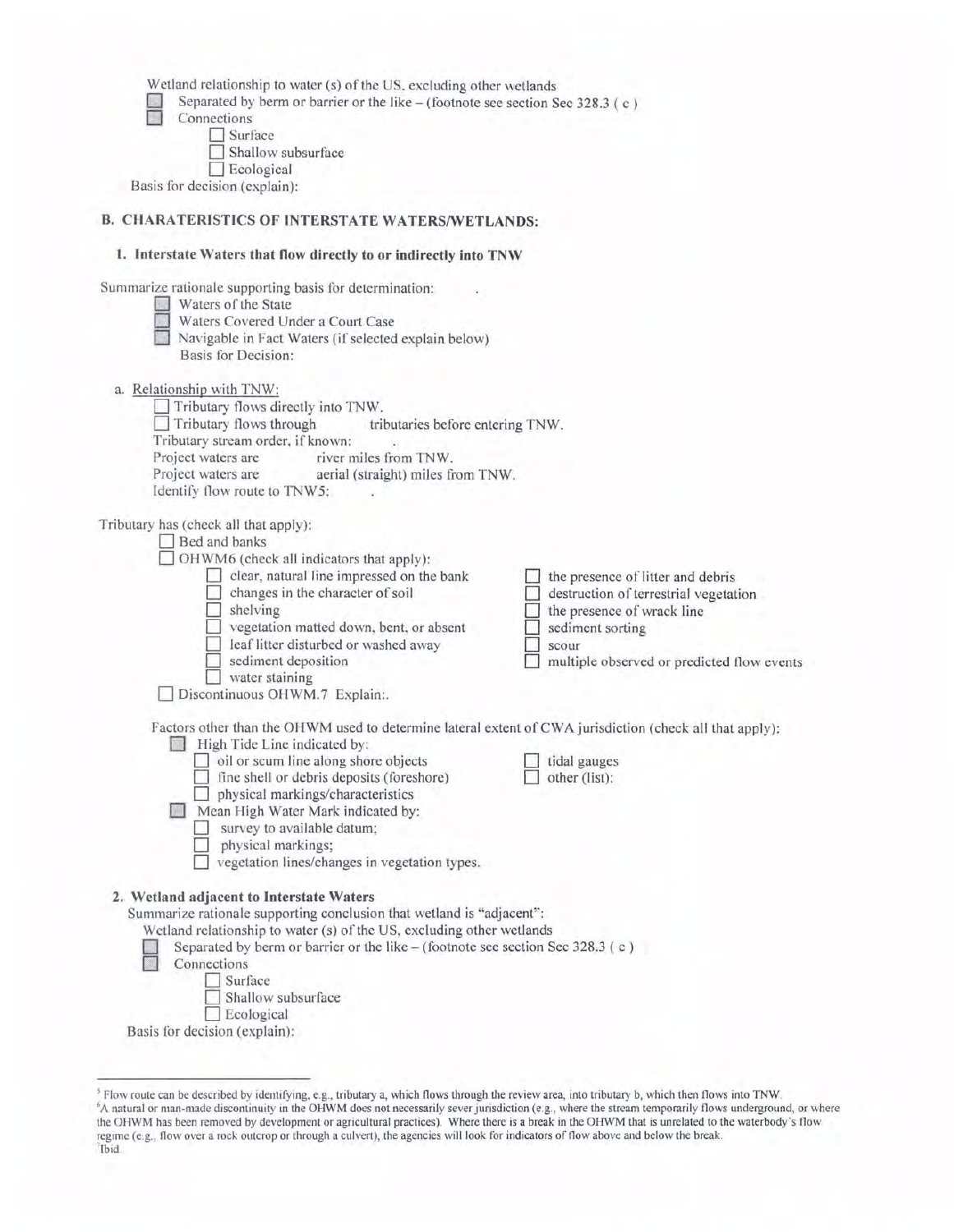Wetland relationship to water (s) of the US, excluding other wetlands

- ☐ Separated by berm or barrier or the like – (footnote see section Sec 328.3 ( c )
- ☐ Connections
  - ☐ Surface
  - ☐ Shallow subsurface
  - ☐ Ecological

Basis for decision (explain):

## B. CHARATERISTICS OF INTERSTATE WATERS/WETLANDS:

### 1. Interstate Waters that flow directly to or indirectly into TNW

Summarize rationale supporting basis for determination: .

- ☐ Waters of the State
- ☐ Waters Covered Under a Court Case
- ☐ Navigable in Fact Waters (if selected explain below)

  Basis for Decision:

a. Relationship with TNW:

- ☐ Tributary flows directly into TNW.
- ☐ Tributary flows through tributaries before entering TNW.

Tributary stream order, if known: .

Project waters are river miles from TNW.

Project waters are aerial (straight) miles from TNW.

Identify flow route to TNW[5]: .

Tributary has (check all that apply):

- ☐ Bed and banks
- ☐ OHWM[6] (check all indicators that apply):
  - ☐ clear, natural line impressed on the bank
  - ☐ changes in the character of soil
  - ☐ shelving
  - ☐ vegetation matted down, bent, or absent
  - ☐ leaf litter disturbed or washed away
  - ☐ sediment deposition
  - ☐ water staining
  - ☐ the presence of litter and debris
  - ☐ destruction of terrestrial vegetation
  - ☐ the presence of wrack line
  - ☐ sediment sorting
  - ☐ scour
  - ☐ multiple observed or predicted flow events
- ☐ Discontinuous OHWM.[7] Explain:.

Factors other than the OHWM used to determine lateral extent of CWA jurisdiction (check all that apply):

- ☐ High Tide Line indicated by:
  - ☐ oil or scum line along shore objects
  - ☐ fine shell or debris deposits (foreshore)
  - ☐ physical markings/characteristics
  - ☐ tidal gauges
  - ☐ other (list):
- ☐ Mean High Water Mark indicated by:
  - ☐ survey to available datum;
  - ☐ physical markings;
  - ☐ vegetation lines/changes in vegetation types.

### 2. Wetland adjacent to Interstate Waters

Summarize rationale supporting conclusion that wetland is "adjacent":

Wetland relationship to water (s) of the US, excluding other wetlands

- ☐ Separated by berm or barrier or the like – (footnote see section Sec 328.3 ( c )
- ☐ Connections
  - ☐ Surface
  - ☐ Shallow subsurface
  - ☐ Ecological

Basis for decision (explain):

---

[5] Flow route can be described by identifying, e.g., tributary a, which flows through the review area, into tributary b, which then flows into TNW.

[6] A natural or man-made discontinuity in the OHWM does not necessarily sever jurisdiction (e.g., where the stream temporarily flows underground, or where the OHWM has been removed by development or agricultural practices). Where there is a break in the OHWM that is unrelated to the waterbody's flow regime (e.g., flow over a rock outcrop or through a culvert), the agencies will look for indicators of flow above and below the break.

[7] Ibid.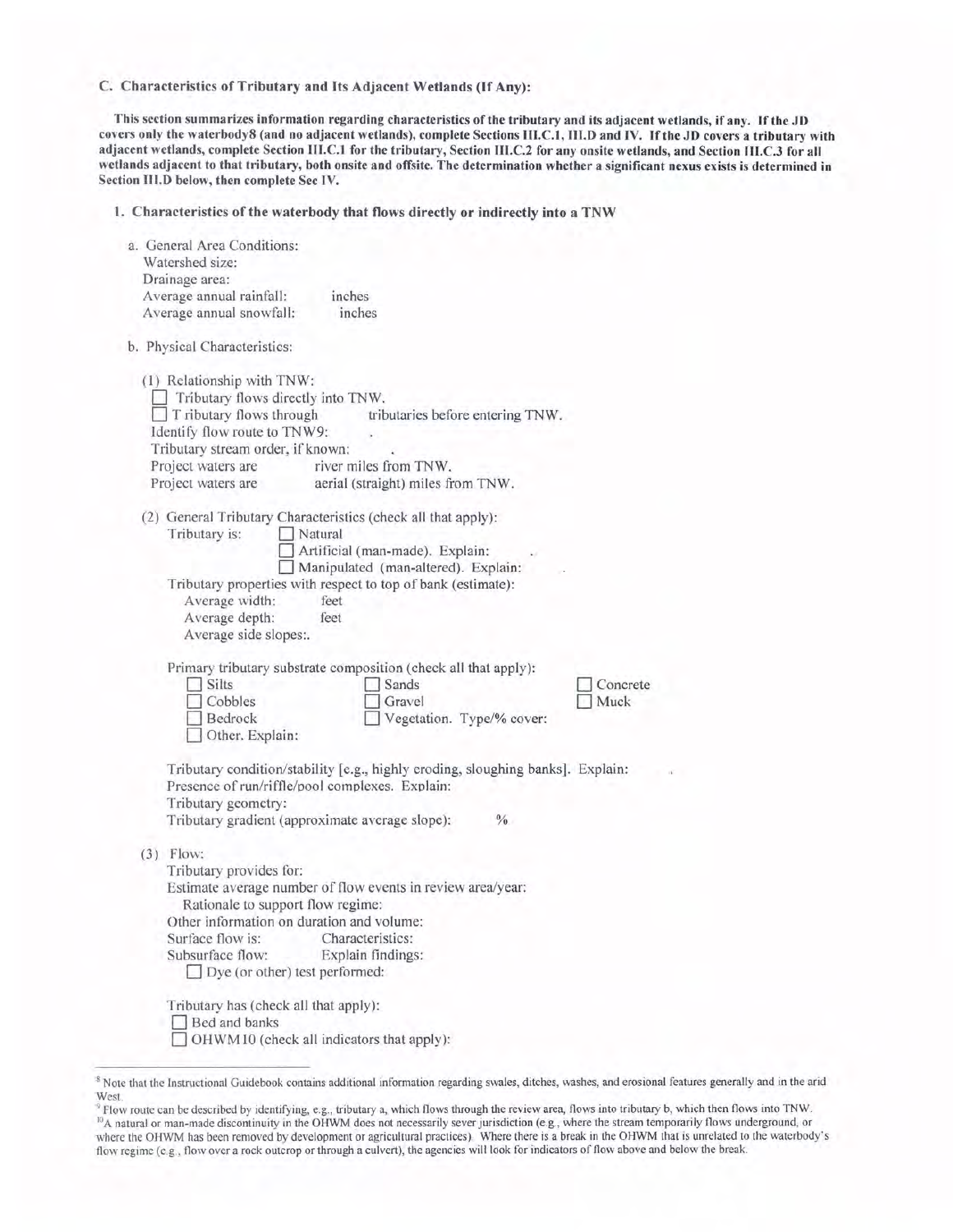### C. Characteristics of Tributary and Its Adjacent Wetlands (If Any):

**This section summarizes information regarding characteristics of the tributary and its adjacent wetlands, if any. If the JD covers only the waterbody[8] (and no adjacent wetlands), complete Sections III.C.1, III.D and IV. If the JD covers a tributary with adjacent wetlands, complete Section III.C.1 for the tributary, Section III.C.2 for any onsite wetlands, and Section III.C.3 for all wetlands adjacent to that tributary, both onsite and offsite. The determination whether a significant nexus exists is determined in Section III.D below, then complete Sec IV.**

#### 1. Characteristics of the waterbody that flows directly or indirectly into a TNW

a. General Area Conditions:
Watershed size:
Drainage area:
Average annual rainfall: inches
Average annual snowfall: inches

b. Physical Characteristics:

(1) Relationship with TNW:
☐ Tributary flows directly into TNW.
☐ Tributary flows through tributaries before entering TNW.
Identify flow route to TNW[9]: .
Tributary stream order, if known: .
Project waters are river miles from TNW.
Project waters are aerial (straight) miles from TNW.

(2) General Tributary Characteristics (check all that apply):
Tributary is: ☐ Natural
☐ Artificial (man-made). Explain: .
☐ Manipulated (man-altered). Explain: .
Tributary properties with respect to top of bank (estimate):
Average width: feet
Average depth: feet
Average side slopes:.

Primary tributary substrate composition (check all that apply):
☐ Silts ☐ Sands ☐ Concrete
☐ Cobbles ☐ Gravel ☐ Muck
☐ Bedrock ☐ Vegetation. Type/% cover:
☐ Other. Explain:

Tributary condition/stability [e.g., highly eroding, sloughing banks]. Explain:
Presence of run/riffle/pool complexes. Explain:
Tributary geometry:
Tributary gradient (approximate average slope): %

(3) Flow:
Tributary provides for:
Estimate average number of flow events in review area/year:
Rationale to support flow regime:
Other information on duration and volume:
Surface flow is: Characteristics:
Subsurface flow: Explain findings:
☐ Dye (or other) test performed:

Tributary has (check all that apply):
☐ Bed and banks
☐ OHWM[10] (check all indicators that apply):

---

[8] Note that the Instructional Guidebook contains additional information regarding swales, ditches, washes, and erosional features generally and in the arid West.

[9] Flow route can be described by identifying, e.g., tributary a, which flows through the review area, flows into tributary b, which then flows into TNW.

[10] A natural or man-made discontinuity in the OHWM does not necessarily sever jurisdiction (e.g., where the stream temporarily flows underground, or where the OHWM has been removed by development or agricultural practices). Where there is a break in the OHWM that is unrelated to the waterbody's flow regime (e.g., flow over a rock outcrop or through a culvert), the agencies will look for indicators of flow above and below the break.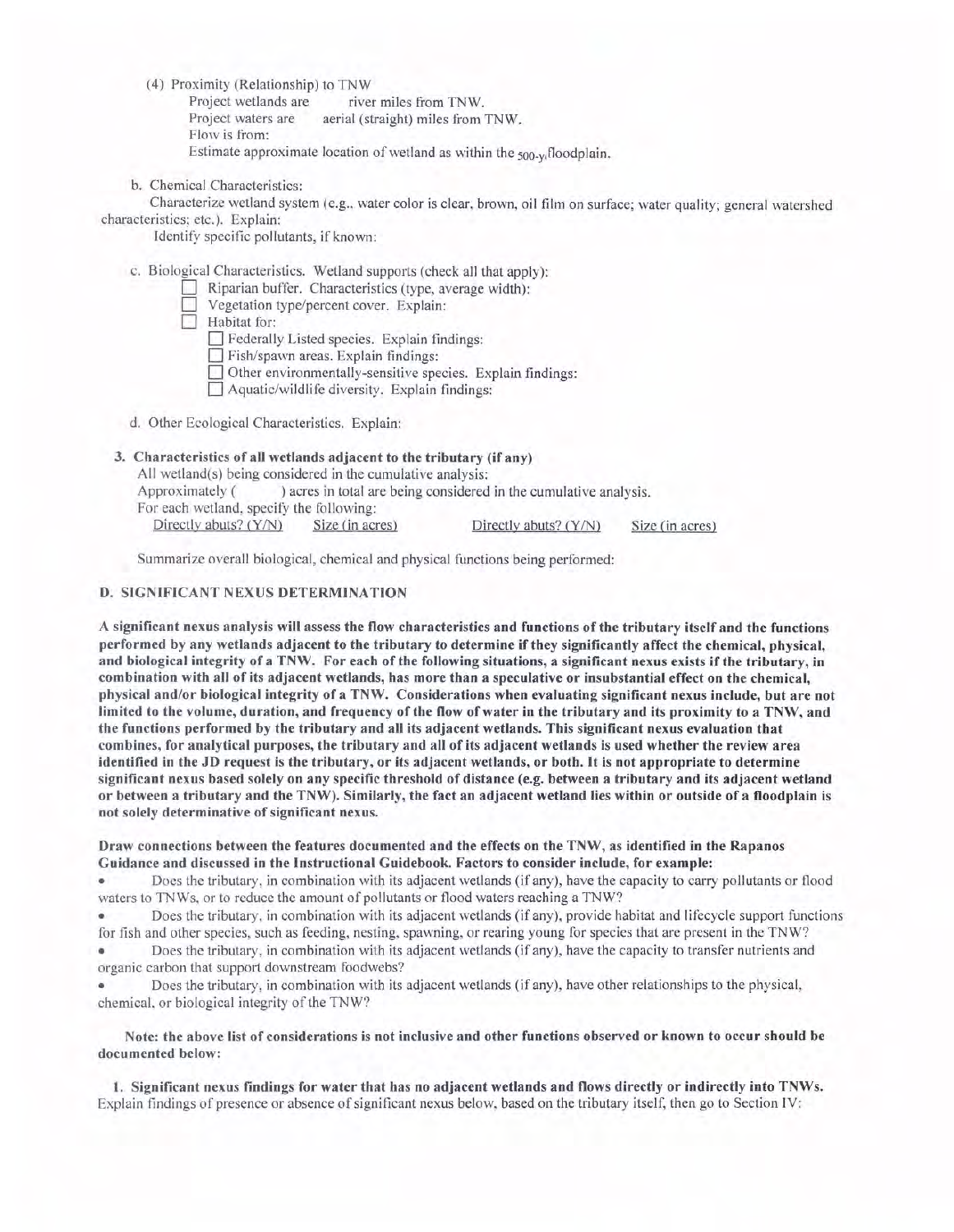(4) Proximity (Relationship) to TNW

Project wetlands are river miles from TNW.

Project waters are aerial (straight) miles from TNW.

Flow is from:

Estimate approximate location of wetland as within the $_{500\text{-}y}$ floodplain.

b. Chemical Characteristics:

Characterize wetland system (e.g., water color is clear, brown, oil film on surface; water quality; general watershed characteristics; etc.). Explain:

Identify specific pollutants, if known:

c. Biological Characteristics. Wetland supports (check all that apply):

- ☐ Riparian buffer. Characteristics (type, average width):
- ☐ Vegetation type/percent cover. Explain:
- ☐ Habitat for:
  - ☐ Federally Listed species. Explain findings:
  - ☐ Fish/spawn areas. Explain findings:
  - ☐ Other environmentally-sensitive species. Explain findings:
  - ☐ Aquatic/wildlife diversity. Explain findings:

d. Other Ecological Characteristics. Explain:

**3. Characteristics of all wetlands adjacent to the tributary (if any)**

All wetland(s) being considered in the cumulative analysis:

Approximately ( ) acres in total are being considered in the cumulative analysis.

For each wetland, specify the following:

| Directly abuts? (Y/N) | Size (in acres) | Directly abuts? (Y/N) | Size (in acres) |
|---|---|---|---|

Summarize overall biological, chemical and physical functions being performed:

## D. SIGNIFICANT NEXUS DETERMINATION

**A significant nexus analysis will assess the flow characteristics and functions of the tributary itself and the functions performed by any wetlands adjacent to the tributary to determine if they significantly affect the chemical, physical, and biological integrity of a TNW. For each of the following situations, a significant nexus exists if the tributary, in combination with all of its adjacent wetlands, has more than a speculative or insubstantial effect on the chemical, physical and/or biological integrity of a TNW. Considerations when evaluating significant nexus include, but are not limited to the volume, duration, and frequency of the flow of water in the tributary and its proximity to a TNW, and the functions performed by the tributary and all its adjacent wetlands. This significant nexus evaluation that combines, for analytical purposes, the tributary and all of its adjacent wetlands is used whether the review area identified in the JD request is the tributary, or its adjacent wetlands, or both. It is not appropriate to determine significant nexus based solely on any specific threshold of distance (e.g. between a tributary and its adjacent wetland or between a tributary and the TNW). Similarly, the fact an adjacent wetland lies within or outside of a floodplain is not solely determinative of significant nexus.**

**Draw connections between the features documented and the effects on the TNW, as identified in the Rapanos Guidance and discussed in the Instructional Guidebook. Factors to consider include, for example:**

- Does the tributary, in combination with its adjacent wetlands (if any), have the capacity to carry pollutants or flood waters to TNWs, or to reduce the amount of pollutants or flood waters reaching a TNW?
- Does the tributary, in combination with its adjacent wetlands (if any), provide habitat and lifecycle support functions for fish and other species, such as feeding, nesting, spawning, or rearing young for species that are present in the TNW?
- Does the tributary, in combination with its adjacent wetlands (if any), have the capacity to transfer nutrients and organic carbon that support downstream foodwebs?
- Does the tributary, in combination with its adjacent wetlands (if any), have other relationships to the physical, chemical, or biological integrity of the TNW?

**Note: the above list of considerations is not inclusive and other functions observed or known to occur should be documented below:**

**1. Significant nexus findings for water that has no adjacent wetlands and flows directly or indirectly into TNWs.** Explain findings of presence or absence of significant nexus below, based on the tributary itself, then go to Section IV: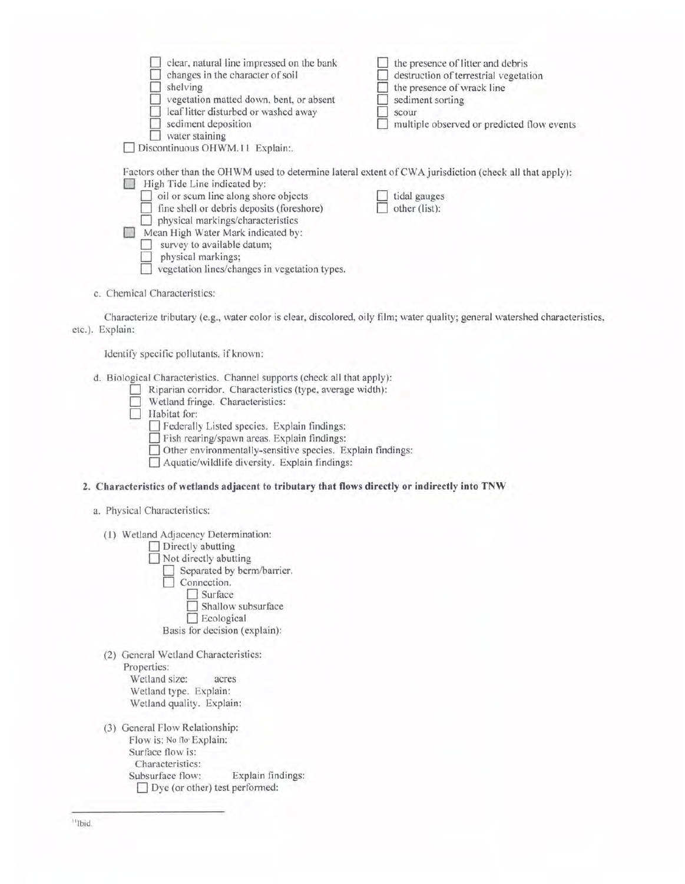- ☐ clear, natural line impressed on the bank
- ☐ changes in the character of soil
- ☐ shelving
- ☐ vegetation matted down, bent, or absent
- ☐ leaf litter disturbed or washed away
- ☐ sediment deposition
- ☐ water staining
- ☐ the presence of litter and debris
- ☐ destruction of terrestrial vegetation
- ☐ the presence of wrack line
- ☐ sediment sorting
- ☐ scour
- ☐ multiple observed or predicted flow events

☐ Discontinuous OHWM.[11] Explain:.

Factors other than the OHWM used to determine lateral extent of CWA jurisdiction (check all that apply):

☐ High Tide Line indicated by:
- ☐ oil or scum line along shore objects
- ☐ fine shell or debris deposits (foreshore)
- ☐ physical markings/characteristics
- ☐ tidal gauges
- ☐ other (list):

☐ Mean High Water Mark indicated by:
- ☐ survey to available datum;
- ☐ physical markings;
- ☐ vegetation lines/changes in vegetation types.

c. Chemical Characteristics:

Characterize tributary (e.g., water color is clear, discolored, oily film; water quality; general watershed characteristics, etc.). Explain:

Identify specific pollutants, if known:

d. Biological Characteristics. Channel supports (check all that apply):
- ☐ Riparian corridor. Characteristics (type, average width):
- ☐ Wetland fringe. Characteristics:
- ☐ Habitat for:
  - ☐ Federally Listed species. Explain findings:
  - ☐ Fish rearing/spawn areas. Explain findings:
  - ☐ Other environmentally-sensitive species. Explain findings:
  - ☐ Aquatic/wildlife diversity. Explain findings:

**2. Characteristics of wetlands adjacent to tributary that flows directly or indirectly into TNW**

a. Physical Characteristics:

(1) Wetland Adjacency Determination:
- ☐ Directly abutting
- ☐ Not directly abutting
  - ☐ Separated by berm/barrier.
  - ☐ Connection.
    - ☐ Surface
    - ☐ Shallow subsurface
    - ☐ Ecological

  Basis for decision (explain):

(2) General Wetland Characteristics:

Properties:

Wetland size: acres

Wetland type. Explain:

Wetland quality. Explain:

(3) General Flow Relationship:

Flow is: No flo Explain:

Surface flow is:

Characteristics:

Subsurface flow: Explain findings:

☐ Dye (or other) test performed:

[11] Ibid.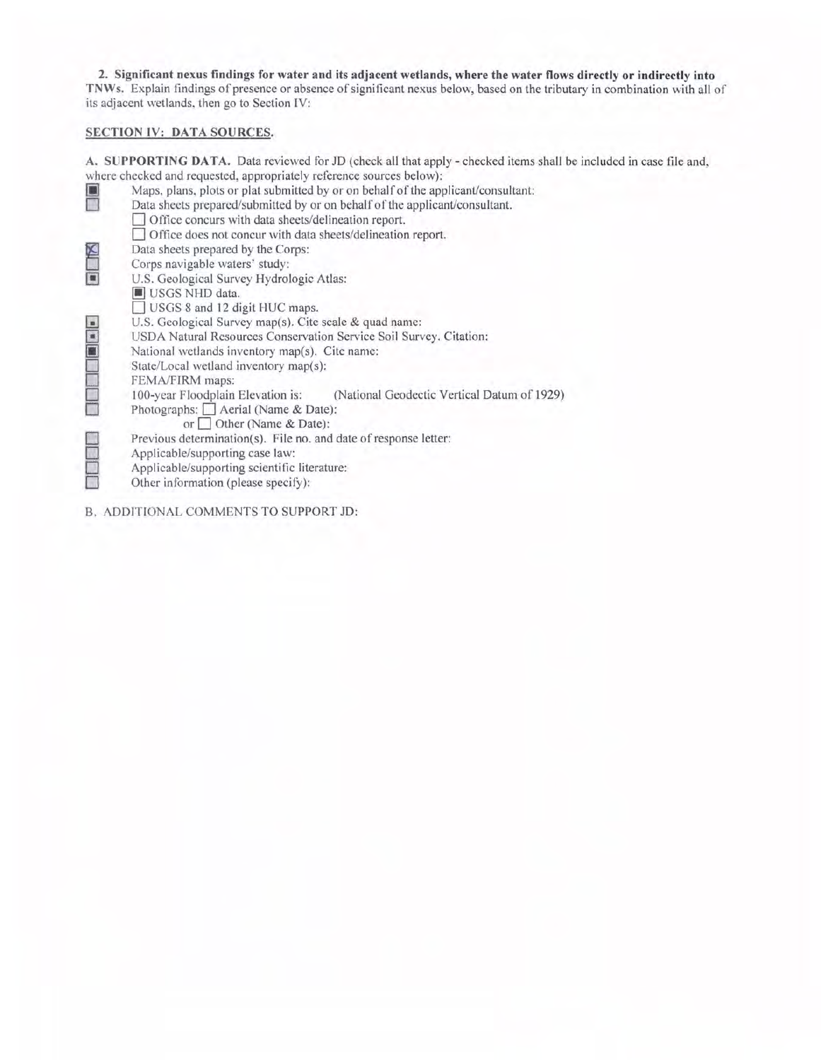**2. Significant nexus findings for water and its adjacent wetlands, where the water flows directly or indirectly into TNWs.** Explain findings of presence or absence of significant nexus below, based on the tributary in combination with all of its adjacent wetlands, then go to Section IV:

## SECTION IV: DATA SOURCES.

**A. SUPPORTING DATA.** Data reviewed for JD (check all that apply - checked items shall be included in case file and, where checked and requested, appropriately reference sources below):

- ■ Maps, plans, plots or plat submitted by or on behalf of the applicant/consultant:
- ☐ Data sheets prepared/submitted by or on behalf of the applicant/consultant.
  - ☐ Office concurs with data sheets/delineation report.
  - ☐ Office does not concur with data sheets/delineation report.
- ☒ Data sheets prepared by the Corps:
- ☐ Corps navigable waters' study:
- ■ U.S. Geological Survey Hydrologic Atlas:
  - ■ USGS NHD data.
  - ☐ USGS 8 and 12 digit HUC maps.
- ■ U.S. Geological Survey map(s). Cite scale & quad name:
- ■ USDA Natural Resources Conservation Service Soil Survey. Citation:
- ■ National wetlands inventory map(s). Cite name:
- ☐ State/Local wetland inventory map(s):
- ☐ FEMA/FIRM maps:
- ☐ 100-year Floodplain Elevation is: (National Geodectic Vertical Datum of 1929)
- ☐ Photographs: ☐ Aerial (Name & Date):
  - or ☐ Other (Name & Date):
- ☐ Previous determination(s). File no. and date of response letter:
- ☐ Applicable/supporting case law:
- ☐ Applicable/supporting scientific literature:
- ☐ Other information (please specify):

B. ADDITIONAL COMMENTS TO SUPPORT JD: